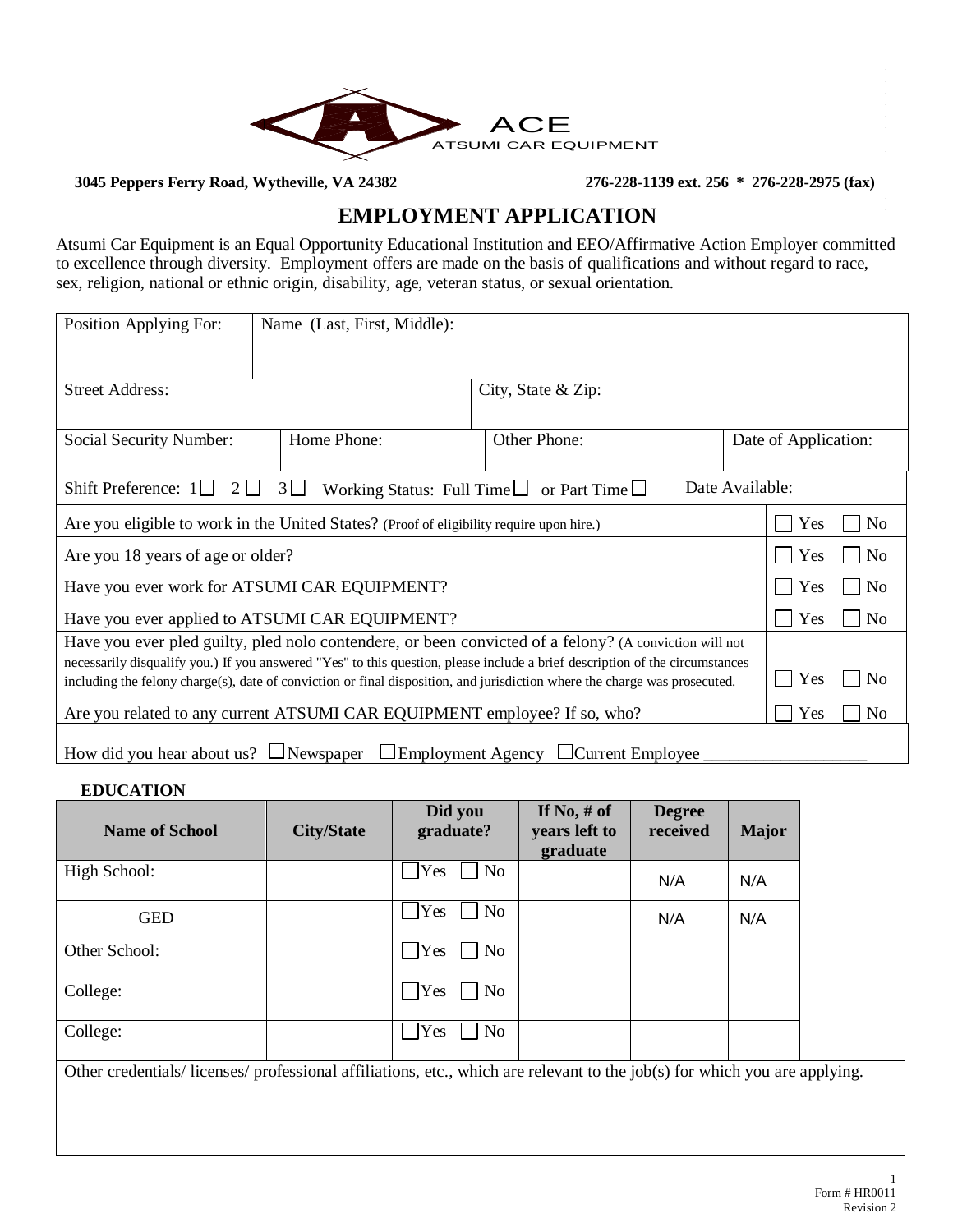ACE
ATSUMI CAR EQUIPMENT

**3045 Peppers Ferry Road, Wytheville, VA 24382** **276-228-1139 ext. 256 * 276-228-2975 (fax)**

# EMPLOYMENT APPLICATION

Atsumi Car Equipment is an Equal Opportunity Educational Institution and EEO/Affirmative Action Employer committed to excellence through diversity. Employment offers are made on the basis of qualifications and without regard to race, sex, religion, national or ethnic origin, disability, age, veteran status, or sexual orientation.

| | | | |
|---|---|---|---|
| Position Applying For: | Name (Last, First, Middle): | | |
| Street Address: | | City, State & Zip: | |
| Social Security Number: | Home Phone: | Other Phone: | Date of Application: |

Shift Preference: 1☐ 2☐ 3☐ Working Status: Full Time☐ or Part Time☐ Date Available:

| | |
|---|---|
| Are you eligible to work in the United States? (Proof of eligibility require upon hire.) | ☐ Yes ☐ No |
| Are you 18 years of age or older? | ☐ Yes ☐ No |
| Have you ever work for ATSUMI CAR EQUIPMENT? | ☐ Yes ☐ No |
| Have you ever applied to ATSUMI CAR EQUIPMENT? | ☐ Yes ☐ No |
| Have you ever pled guilty, pled nolo contendere, or been convicted of a felony? (A conviction will not necessarily disqualify you.) If you answered "Yes" to this question, please include a brief description of the circumstances including the felony charge(s), date of conviction or final disposition, and jurisdiction where the charge was prosecuted. | ☐ Yes ☐ No |
| Are you related to any current ATSUMI CAR EQUIPMENT employee? If so, who? | ☐ Yes ☐ No |

How did you hear about us? ☐Newspaper ☐Employment Agency ☐Current Employee ___________________

**EDUCATION**

| Name of School | City/State | Did you graduate? | If No, # of years left to graduate | Degree received | Major |
|---|---|---|---|---|---|
| High School: | | ☐Yes ☐ No | | N/A | N/A |
| GED | | ☐Yes ☐ No | | N/A | N/A |
| Other School: | | ☐Yes ☐ No | | | |
| College: | | ☐Yes ☐ No | | | |
| College: | | ☐Yes ☐ No | | | |

Other credentials/ licenses/ professional affiliations, etc., which are relevant to the job(s) for which you are applying.

Form # HR0011
Revision 2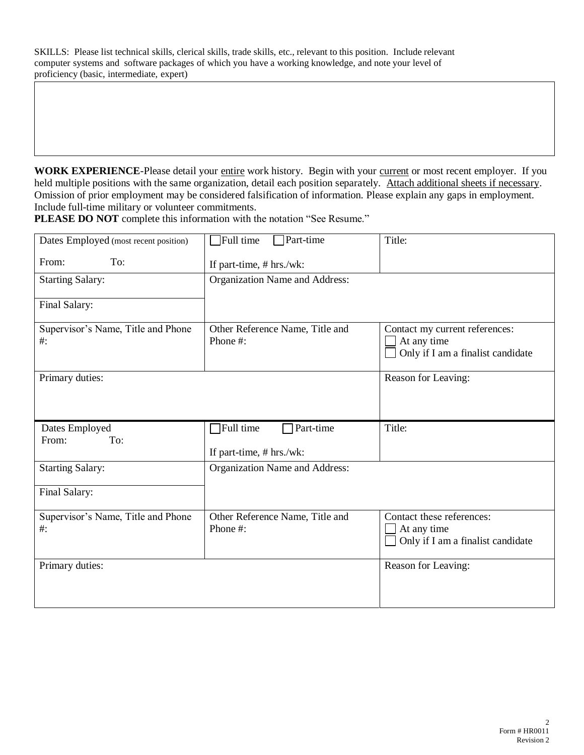SKILLS: Please list technical skills, clerical skills, trade skills, etc., relevant to this position. Include relevant computer systems and software packages of which you have a working knowledge, and note your level of proficiency (basic, intermediate, expert)

| |
|---|
| |

**WORK EXPERIENCE**-Please detail your entire work history. Begin with your current or most recent employer. If you held multiple positions with the same organization, detail each position separately. Attach additional sheets if necessary. Omission of prior employment may be considered falsification of information. Please explain any gaps in employment. Include full-time military or volunteer commitments.

**PLEASE DO NOT** complete this information with the notation "See Resume."

| Dates Employed (most recent position)<br>From: To: | ☐ Full time ☐ Part-time<br>If part-time, # hrs./wk: | Title: |
|---|---|---|
| Starting Salary:<br>Final Salary: | Organization Name and Address: | |
| Supervisor's Name, Title and Phone #: | Other Reference Name, Title and Phone #: | Contact my current references:<br>☐ At any time<br>☐ Only if I am a finalist candidate |
| Primary duties: | | Reason for Leaving: |

| Dates Employed<br>From: To: | ☐ Full time ☐ Part-time<br>If part-time, # hrs./wk: | Title: |
|---|---|---|
| Starting Salary:<br>Final Salary: | Organization Name and Address: | |
| Supervisor's Name, Title and Phone #: | Other Reference Name, Title and Phone #: | Contact these references:<br>☐ At any time<br>☐ Only if I am a finalist candidate |
| Primary duties: | | Reason for Leaving: |

Form # HR0011
Revision 2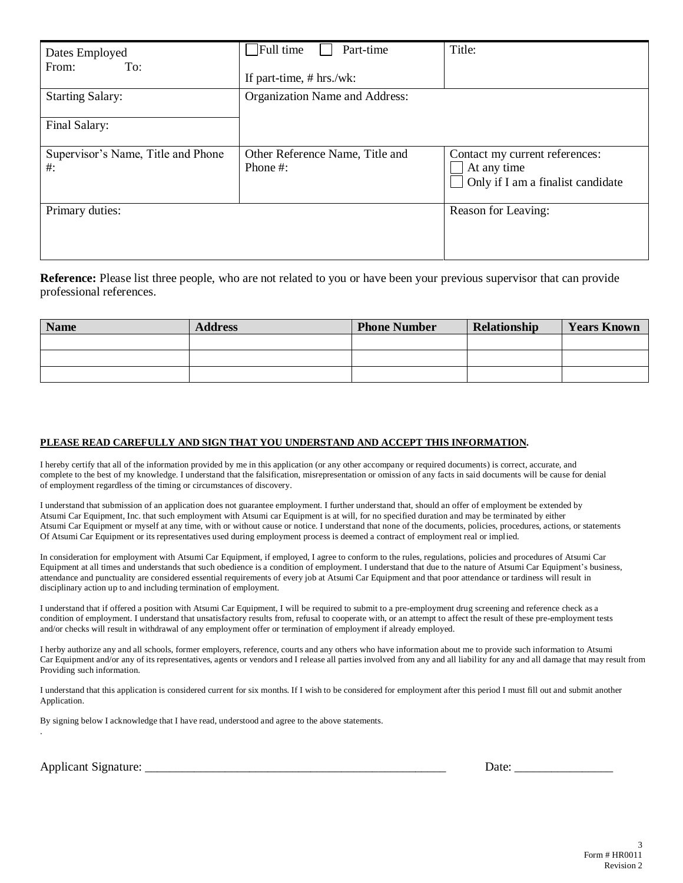| | | |
|---|---|---|
| Dates Employed<br>From: To: | ☐ Full time ☐ Part-time<br><br>If part-time, # hrs./wk: | Title: |
| Starting Salary:<br><br>Final Salary: | Organization Name and Address: | |
| Supervisor's Name, Title and Phone #: | Other Reference Name, Title and Phone #: | Contact my current references:<br>☐ At any time<br>☐ Only if I am a finalist candidate |
| Primary duties: | | Reason for Leaving: |

**Reference:** Please list three people, who are not related to you or have been your previous supervisor that can provide professional references.

| Name | Address | Phone Number | Relationship | Years Known |
|---|---|---|---|---|
| | | | | |
| | | | | |
| | | | | |

**PLEASE READ CAREFULLY AND SIGN THAT YOU UNDERSTAND AND ACCEPT THIS INFORMATION.**

I hereby certify that all of the information provided by me in this application (or any other accompany or required documents) is correct, accurate, and complete to the best of my knowledge. I understand that the falsification, misrepresentation or omission of any facts in said documents will be cause for denial of employment regardless of the timing or circumstances of discovery.

I understand that submission of an application does not guarantee employment. I further understand that, should an offer of employment be extended by Atsumi Car Equipment, Inc. that such employment with Atsumi car Equipment is at will, for no specified duration and may be terminated by either Atsumi Car Equipment or myself at any time, with or without cause or notice. I understand that none of the documents, policies, procedures, actions, or statements Of Atsumi Car Equipment or its representatives used during employment process is deemed a contract of employment real or implied.

In consideration for employment with Atsumi Car Equipment, if employed, I agree to conform to the rules, regulations, policies and procedures of Atsumi Car Equipment at all times and understands that such obedience is a condition of employment. I understand that due to the nature of Atsumi Car Equipment's business, attendance and punctuality are considered essential requirements of every job at Atsumi Car Equipment and that poor attendance or tardiness will result in disciplinary action up to and including termination of employment.

I understand that if offered a position with Atsumi Car Equipment, I will be required to submit to a pre-employment drug screening and reference check as a condition of employment. I understand that unsatisfactory results from, refusal to cooperate with, or an attempt to affect the result of these pre-employment tests and/or checks will result in withdrawal of any employment offer or termination of employment if already employed.

I herby authorize any and all schools, former employers, reference, courts and any others who have information about me to provide such information to Atsumi Car Equipment and/or any of its representatives, agents or vendors and I release all parties involved from any and all liability for any and all damage that may result from Providing such information.

I understand that this application is considered current for six months. If I wish to be considered for employment after this period I must fill out and submit another Application.

By signing below I acknowledge that I have read, understood and agree to the above statements.

.

Applicant Signature: ___________________________________________________ Date: ________________

Form # HR0011
Revision 2